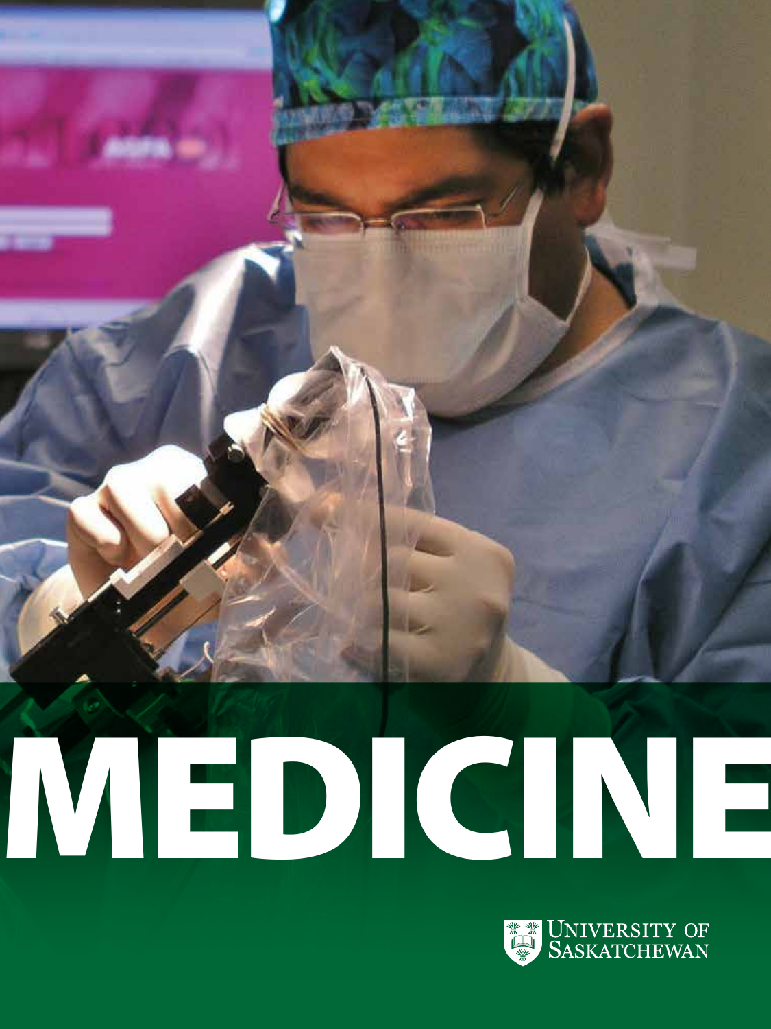# MEDICINE

University of Saskatchewan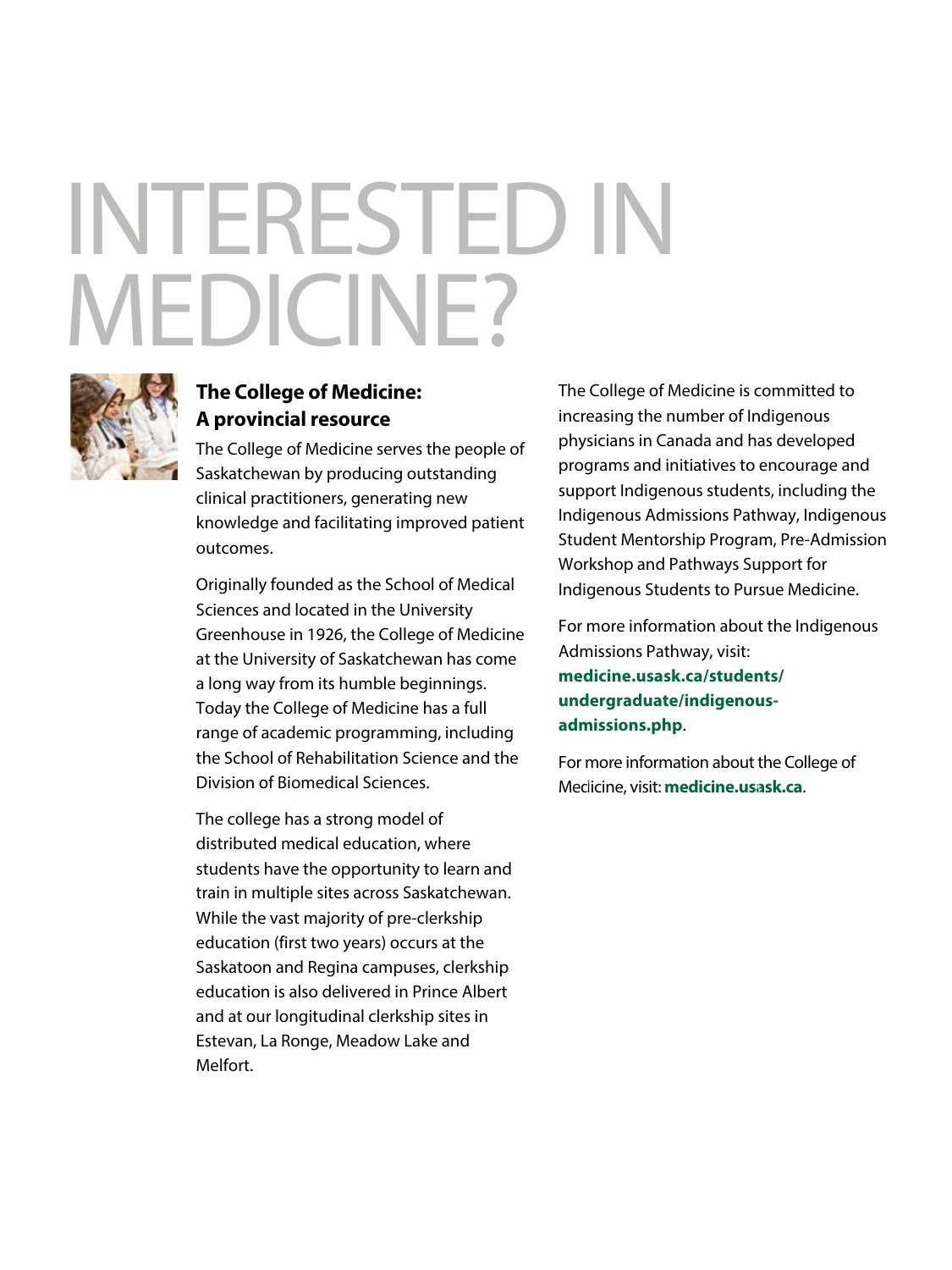# INTERESTED IN MEDICINE?

## The College of Medicine: A provincial resource

The College of Medicine serves the people of Saskatchewan by producing outstanding clinical practitioners, generating new knowledge and facilitating improved patient outcomes.

Originally founded as the School of Medical Sciences and located in the University Greenhouse in 1926, the College of Medicine at the University of Saskatchewan has come a long way from its humble beginnings. Today the College of Medicine has a full range of academic programming, including the School of Rehabilitation Science and the Division of Biomedical Sciences.

The college has a strong model of distributed medical education, where students have the opportunity to learn and train in multiple sites across Saskatchewan. While the vast majority of pre-clerkship education (first two years) occurs at the Saskatoon and Regina campuses, clerkship education is also delivered in Prince Albert and at our longitudinal clerkship sites in Estevan, La Ronge, Meadow Lake and Melfort.

The College of Medicine is committed to increasing the number of Indigenous physicians in Canada and has developed programs and initiatives to encourage and support Indigenous students, including the Indigenous Admissions Pathway, Indigenous Student Mentorship Program, Pre-Admission Workshop and Pathways Support for Indigenous Students to Pursue Medicine.

For more information about the Indigenous Admissions Pathway, visit: **medicine.usask.ca/students/undergraduate/indigenous-admissions.php**.

For more information about the College of Medicine, visit: **medicine.usask.ca**.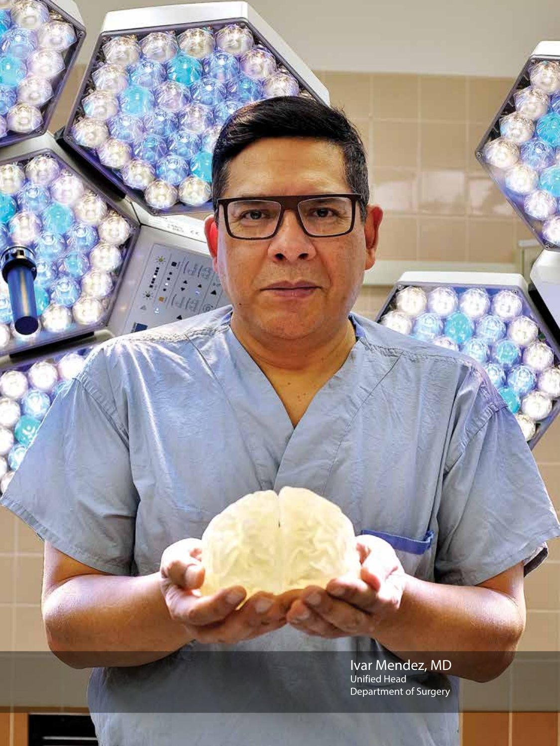Ivar Mendez, MD
Unified Head
Department of Surgery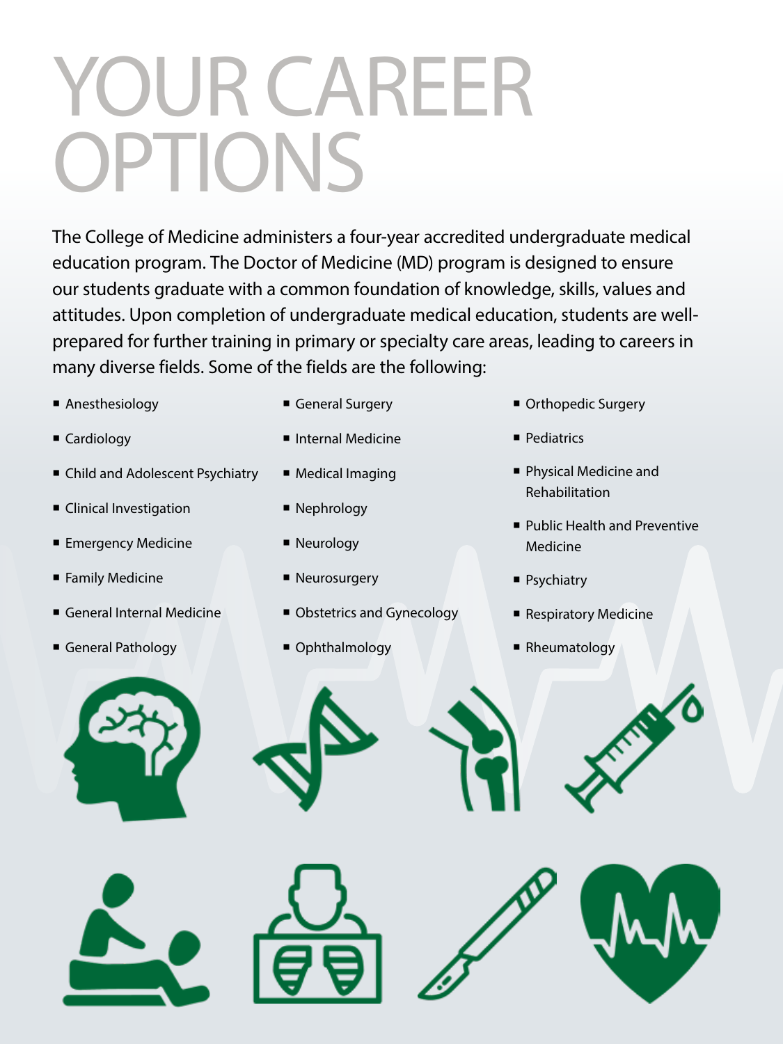# YOUR CAREER OPTIONS

The College of Medicine administers a four-year accredited undergraduate medical education program. The Doctor of Medicine (MD) program is designed to ensure our students graduate with a common foundation of knowledge, skills, values and attitudes. Upon completion of undergraduate medical education, students are well-prepared for further training in primary or specialty care areas, leading to careers in many diverse fields. Some of the fields are the following:

- Anesthesiology
- Cardiology
- Child and Adolescent Psychiatry
- Clinical Investigation
- Emergency Medicine
- Family Medicine
- General Internal Medicine
- General Pathology
- General Surgery
- Internal Medicine
- Medical Imaging
- Nephrology
- Neurology
- Neurosurgery
- Obstetrics and Gynecology
- Ophthalmology
- Orthopedic Surgery
- Pediatrics
- Physical Medicine and Rehabilitation
- Public Health and Preventive Medicine
- Psychiatry
- Respiratory Medicine
- Rheumatology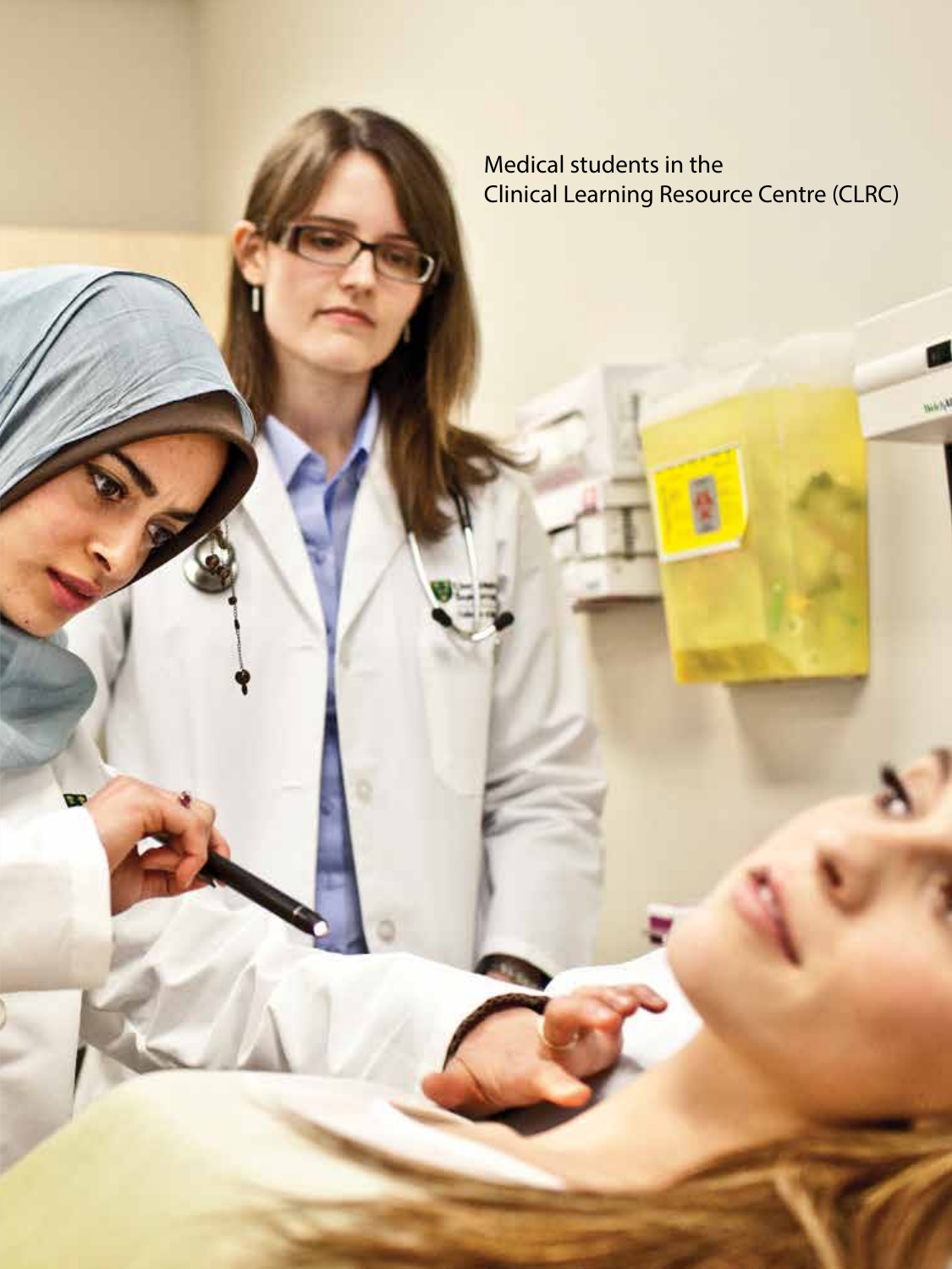Medical students in the Clinical Learning Resource Centre (CLRC)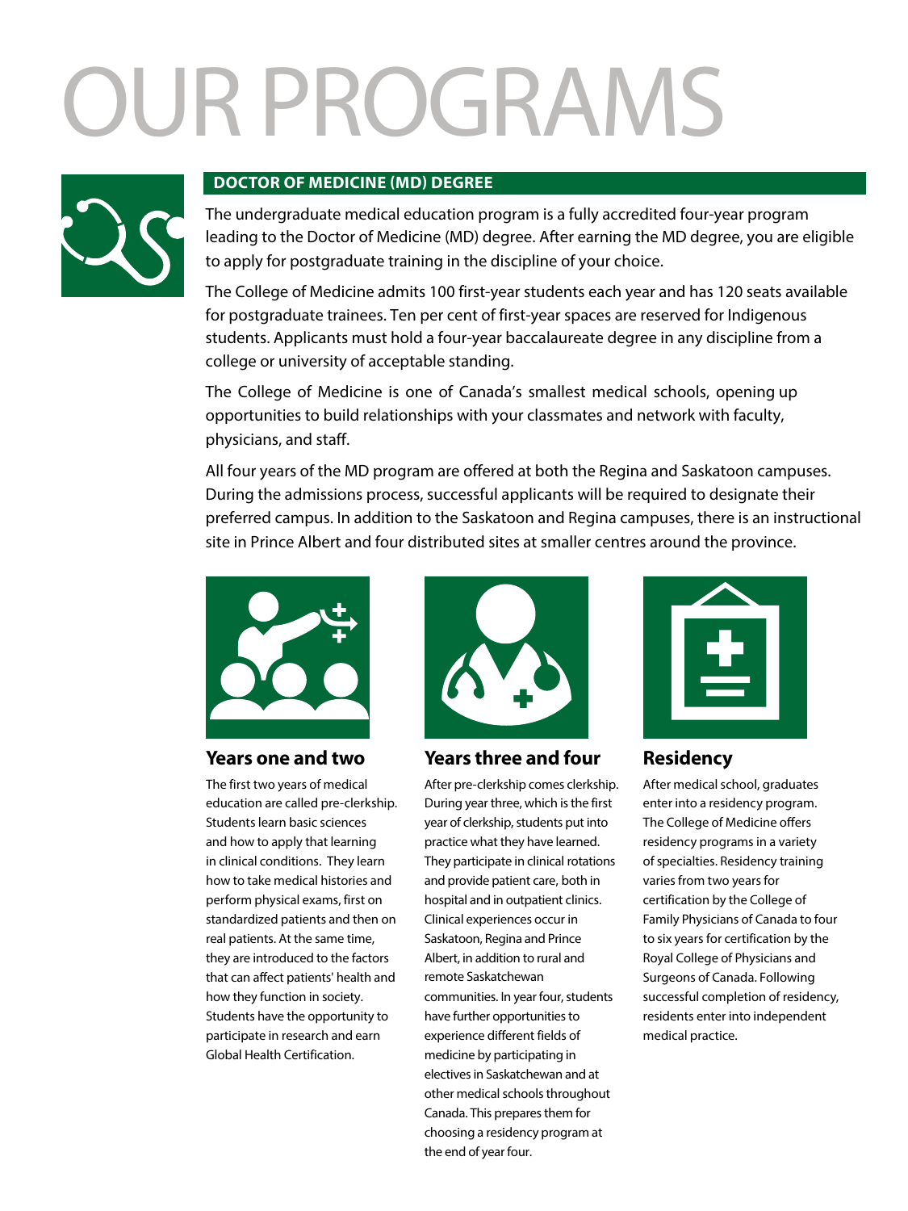# OUR PROGRAMS

## DOCTOR OF MEDICINE (MD) DEGREE

The undergraduate medical education program is a fully accredited four-year program leading to the Doctor of Medicine (MD) degree. After earning the MD degree, you are eligible to apply for postgraduate training in the discipline of your choice.

The College of Medicine admits 100 first-year students each year and has 120 seats available for postgraduate trainees. Ten per cent of first-year spaces are reserved for Indigenous students. Applicants must hold a four-year baccalaureate degree in any discipline from a college or university of acceptable standing.

The College of Medicine is one of Canada's smallest medical schools, opening up opportunities to build relationships with your classmates and network with faculty, physicians, and staff.

All four years of the MD program are offered at both the Regina and Saskatoon campuses. During the admissions process, successful applicants will be required to designate their preferred campus. In addition to the Saskatoon and Regina campuses, there is an instructional site in Prince Albert and four distributed sites at smaller centres around the province.

### Years one and two

The first two years of medical education are called pre-clerkship. Students learn basic sciences and how to apply that learning in clinical conditions. They learn how to take medical histories and perform physical exams, first on standardized patients and then on real patients. At the same time, they are introduced to the factors that can affect patients' health and how they function in society. Students have the opportunity to participate in research and earn Global Health Certification.

### Years three and four

After pre-clerkship comes clerkship. During year three, which is the first year of clerkship, students put into practice what they have learned. They participate in clinical rotations and provide patient care, both in hospital and in outpatient clinics. Clinical experiences occur in Saskatoon, Regina and Prince Albert, in addition to rural and remote Saskatchewan communities. In year four, students have further opportunities to experience different fields of medicine by participating in electives in Saskatchewan and at other medical schools throughout Canada. This prepares them for choosing a residency program at the end of year four.

### Residency

After medical school, graduates enter into a residency program. The College of Medicine offers residency programs in a variety of specialties. Residency training varies from two years for certification by the College of Family Physicians of Canada to four to six years for certification by the Royal College of Physicians and Surgeons of Canada. Following successful completion of residency, residents enter into independent medical practice.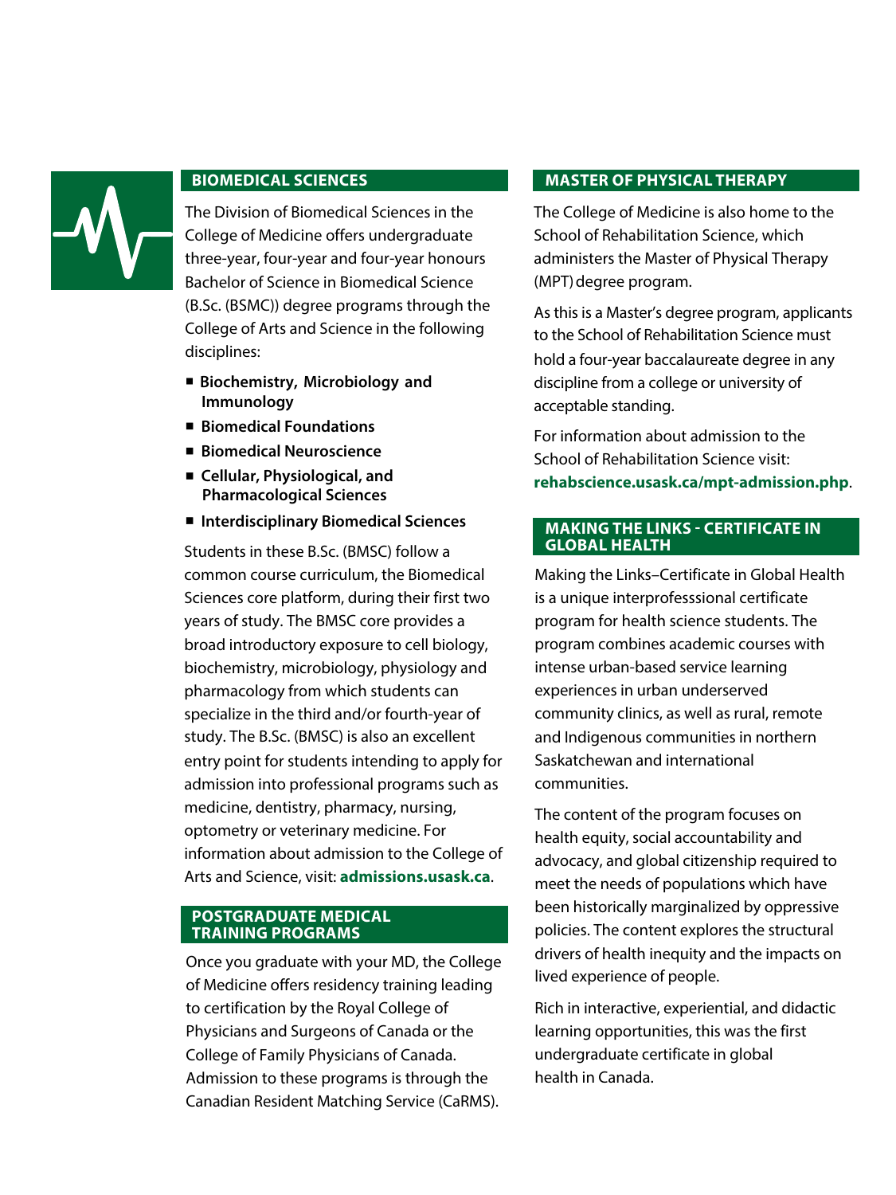## BIOMEDICAL SCIENCES

The Division of Biomedical Sciences in the College of Medicine offers undergraduate three-year, four-year and four-year honours Bachelor of Science in Biomedical Science (B.Sc. (BSMC)) degree programs through the College of Arts and Science in the following disciplines:

- **Biochemistry, Microbiology and Immunology**
- **Biomedical Foundations**
- **Biomedical Neuroscience**
- **Cellular, Physiological, and Pharmacological Sciences**
- **Interdisciplinary Biomedical Sciences**

Students in these B.Sc. (BMSC) follow a common course curriculum, the Biomedical Sciences core platform, during their first two years of study. The BMSC core provides a broad introductory exposure to cell biology, biochemistry, microbiology, physiology and pharmacology from which students can specialize in the third and/or fourth-year of study. The B.Sc. (BMSC) is also an excellent entry point for students intending to apply for admission into professional programs such as medicine, dentistry, pharmacy, nursing, optometry or veterinary medicine. For information about admission to the College of Arts and Science, visit: **admissions.usask.ca**.

## POSTGRADUATE MEDICAL TRAINING PROGRAMS

Once you graduate with your MD, the College of Medicine offers residency training leading to certification by the Royal College of Physicians and Surgeons of Canada or the College of Family Physicians of Canada. Admission to these programs is through the Canadian Resident Matching Service (CaRMS).

## MASTER OF PHYSICAL THERAPY

The College of Medicine is also home to the School of Rehabilitation Science, which administers the Master of Physical Therapy (MPT) degree program.

As this is a Master's degree program, applicants to the School of Rehabilitation Science must hold a four-year baccalaureate degree in any discipline from a college or university of acceptable standing.

For information about admission to the School of Rehabilitation Science visit: **rehabscience.usask.ca/mpt-admission.php**.

## MAKING THE LINKS - CERTIFICATE IN GLOBAL HEALTH

Making the Links–Certificate in Global Health is a unique interprofesssional certificate program for health science students. The program combines academic courses with intense urban-based service learning experiences in urban underserved community clinics, as well as rural, remote and Indigenous communities in northern Saskatchewan and international communities.

The content of the program focuses on health equity, social accountability and advocacy, and global citizenship required to meet the needs of populations which have been historically marginalized by oppressive policies. The content explores the structural drivers of health inequity and the impacts on lived experience of people.

Rich in interactive, experiential, and didactic learning opportunities, this was the first undergraduate certificate in global health in Canada.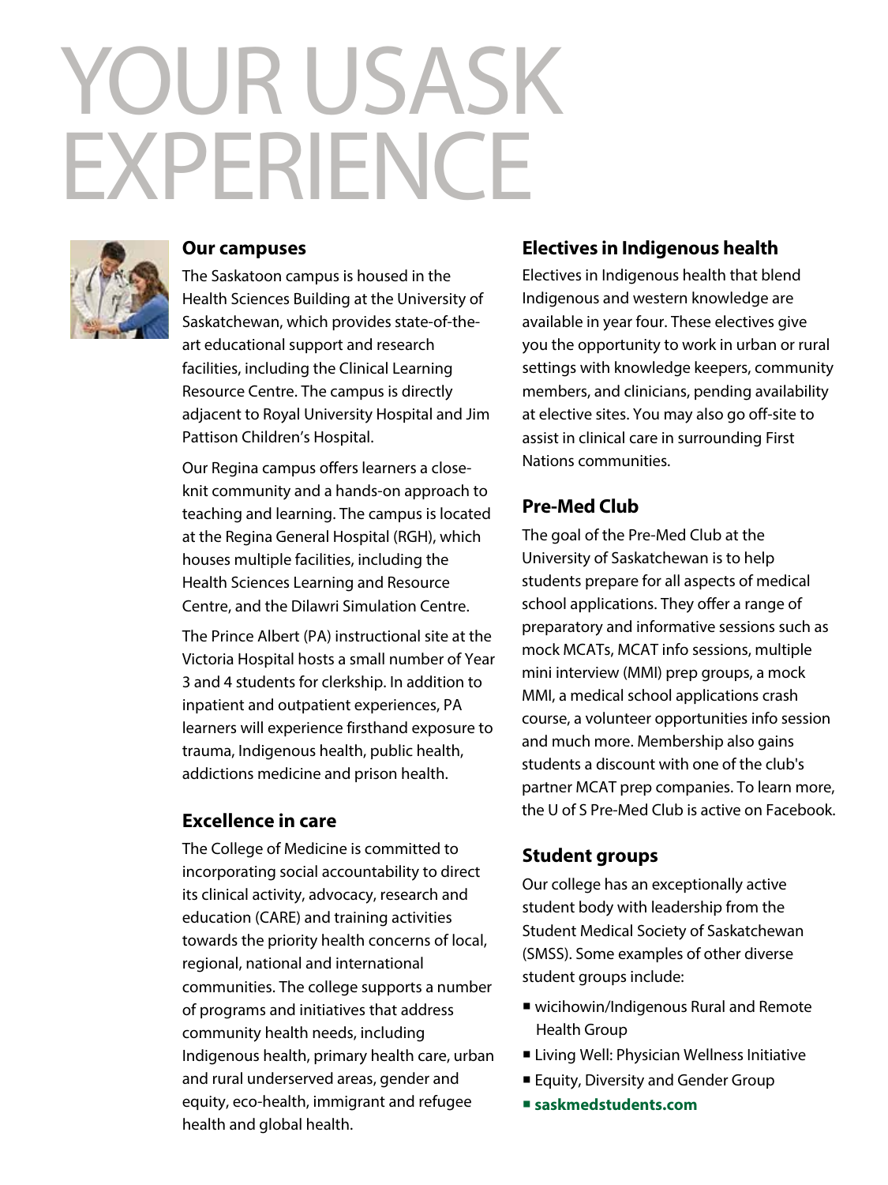# YOUR USASK EXPERIENCE

## Our campuses

The Saskatoon campus is housed in the Health Sciences Building at the University of Saskatchewan, which provides state-of-the-art educational support and research facilities, including the Clinical Learning Resource Centre. The campus is directly adjacent to Royal University Hospital and Jim Pattison Children's Hospital.

Our Regina campus offers learners a close-knit community and a hands-on approach to teaching and learning. The campus is located at the Regina General Hospital (RGH), which houses multiple facilities, including the Health Sciences Learning and Resource Centre, and the Dilawri Simulation Centre.

The Prince Albert (PA) instructional site at the Victoria Hospital hosts a small number of Year 3 and 4 students for clerkship. In addition to inpatient and outpatient experiences, PA learners will experience firsthand exposure to trauma, Indigenous health, public health, addictions medicine and prison health.

## Excellence in care

The College of Medicine is committed to incorporating social accountability to direct its clinical activity, advocacy, research and education (CARE) and training activities towards the priority health concerns of local, regional, national and international communities. The college supports a number of programs and initiatives that address community health needs, including Indigenous health, primary health care, urban and rural underserved areas, gender and equity, eco-health, immigrant and refugee health and global health.

## Electives in Indigenous health

Electives in Indigenous health that blend Indigenous and western knowledge are available in year four. These electives give you the opportunity to work in urban or rural settings with knowledge keepers, community members, and clinicians, pending availability at elective sites. You may also go off-site to assist in clinical care in surrounding First Nations communities.

## Pre-Med Club

The goal of the Pre-Med Club at the University of Saskatchewan is to help students prepare for all aspects of medical school applications. They offer a range of preparatory and informative sessions such as mock MCATs, MCAT info sessions, multiple mini interview (MMI) prep groups, a mock MMI, a medical school applications crash course, a volunteer opportunities info session and much more. Membership also gains students a discount with one of the club's partner MCAT prep companies. To learn more, the U of S Pre-Med Club is active on Facebook.

## Student groups

Our college has an exceptionally active student body with leadership from the Student Medical Society of Saskatchewan (SMSS). Some examples of other diverse student groups include:

- wicihowin/Indigenous Rural and Remote Health Group
- Living Well: Physician Wellness Initiative
- Equity, Diversity and Gender Group
- **saskmedstudents.com**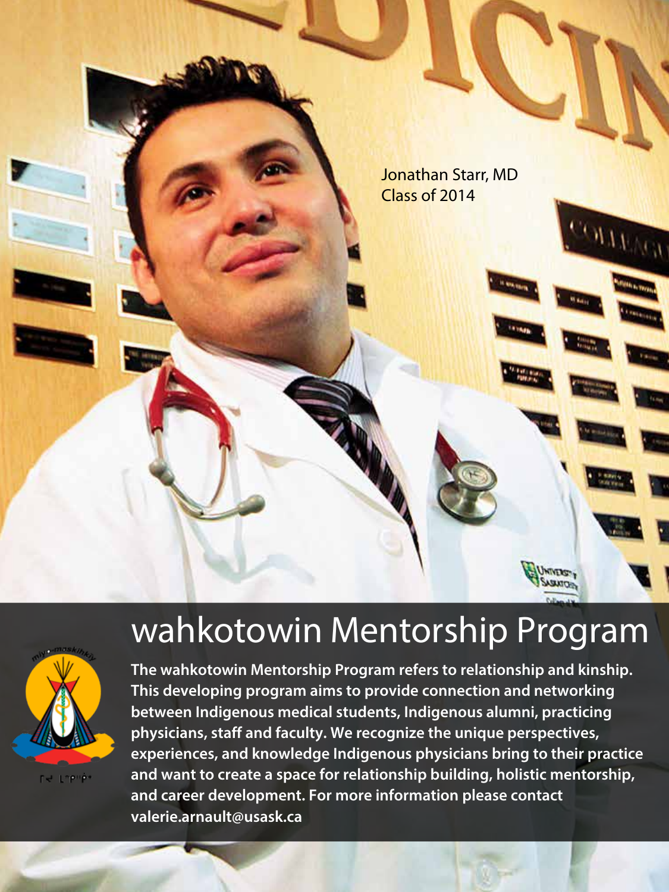Jonathan Starr, MD
Class of 2014

# wahkotowin Mentorship Program

**The wahkotowin Mentorship Program refers to relationship and kinship. This developing program aims to provide connection and networking between Indigenous medical students, Indigenous alumni, practicing physicians, staff and faculty. We recognize the unique perspectives, experiences, and knowledge Indigenous physicians bring to their practice and want to create a space for relationship building, holistic mentorship, and career development. For more information please contact valerie.arnault@usask.ca**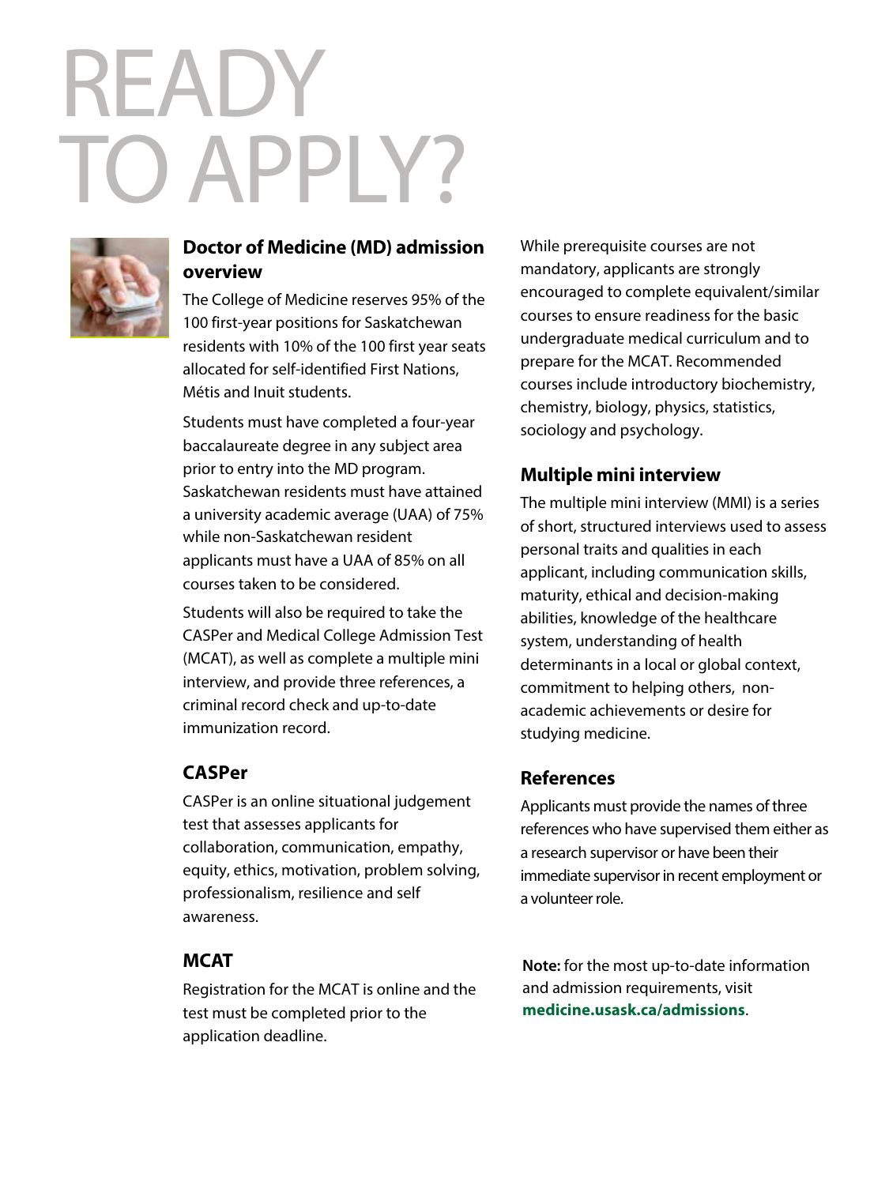# READY TO APPLY?

## Doctor of Medicine (MD) admission overview

The College of Medicine reserves 95% of the 100 first-year positions for Saskatchewan residents with 10% of the 100 first year seats allocated for self-identified First Nations, Métis and Inuit students.

Students must have completed a four-year baccalaureate degree in any subject area prior to entry into the MD program. Saskatchewan residents must have attained a university academic average (UAA) of 75% while non-Saskatchewan resident applicants must have a UAA of 85% on all courses taken to be considered.

Students will also be required to take the CASPer and Medical College Admission Test (MCAT), as well as complete a multiple mini interview, and provide three references, a criminal record check and up-to-date immunization record.

### CASPer

CASPer is an online situational judgement test that assesses applicants for collaboration, communication, empathy, equity, ethics, motivation, problem solving, professionalism, resilience and self awareness.

### MCAT

Registration for the MCAT is online and the test must be completed prior to the application deadline.

While prerequisite courses are not mandatory, applicants are strongly encouraged to complete equivalent/similar courses to ensure readiness for the basic undergraduate medical curriculum and to prepare for the MCAT. Recommended courses include introductory biochemistry, chemistry, biology, physics, statistics, sociology and psychology.

### Multiple mini interview

The multiple mini interview (MMI) is a series of short, structured interviews used to assess personal traits and qualities in each applicant, including communication skills, maturity, ethical and decision-making abilities, knowledge of the healthcare system, understanding of health determinants in a local or global context, commitment to helping others, non-academic achievements or desire for studying medicine.

### References

Applicants must provide the names of three references who have supervised them either as a research supervisor or have been their immediate supervisor in recent employment or a volunteer role.

**Note:** for the most up-to-date information and admission requirements, visit **medicine.usask.ca/admissions**.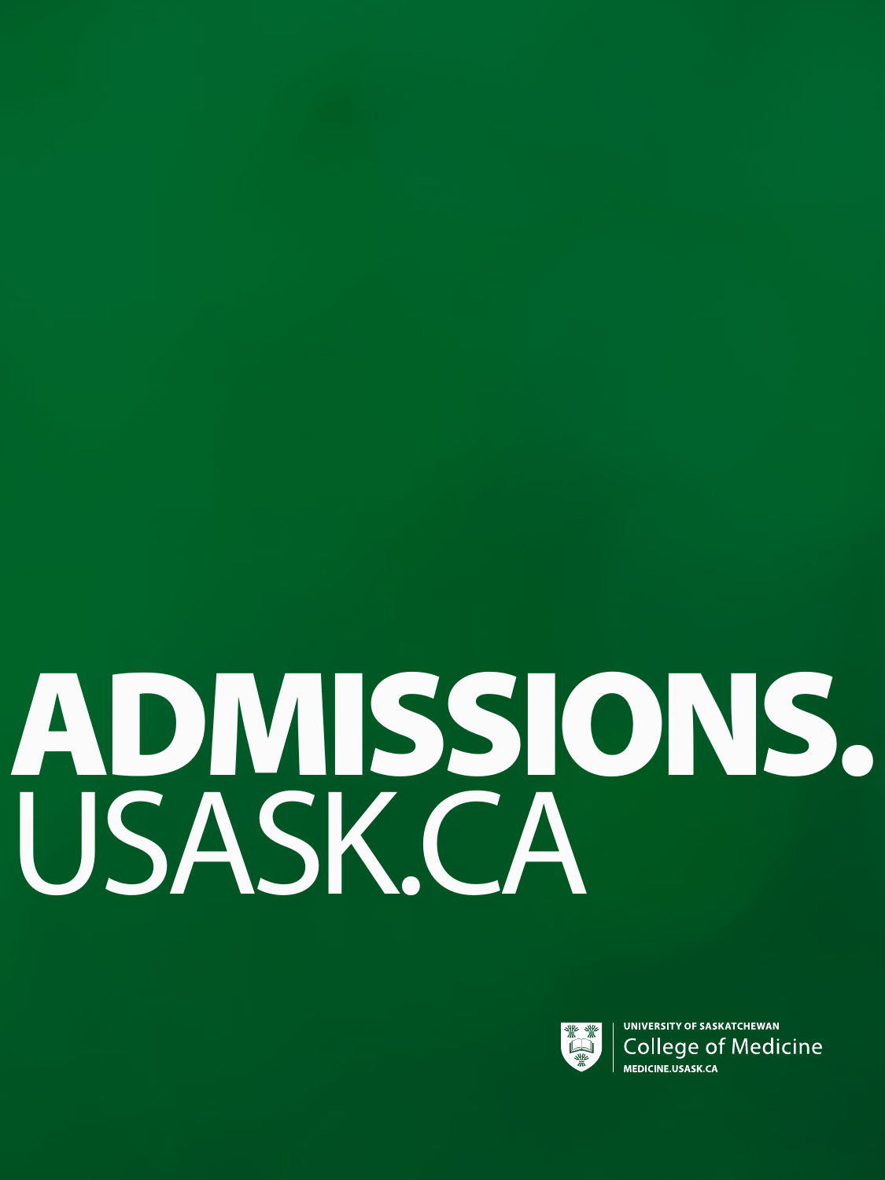# ADMISSIONS.
# USASK.CA

UNIVERSITY OF SASKATCHEWAN
College of Medicine
MEDICINE.USASK.CA